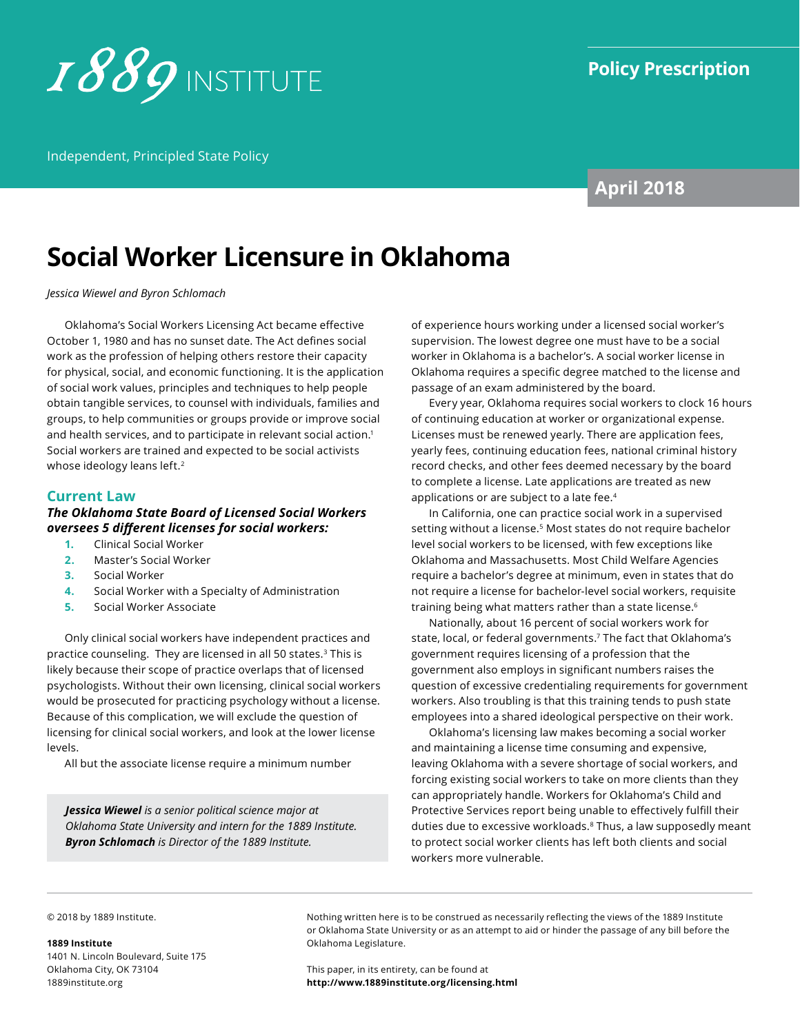1889 INSTITUTE

Independent, Principled State Policy

**Policy Prescription**

**April 2018**

# Social Worker Licensure in Oklahoma

*Jessica Wiewel and Byron Schlomach*

Oklahoma's Social Workers Licensing Act became effective October 1, 1980 and has no sunset date. The Act defines social work as the profession of helping others restore their capacity for physical, social, and economic functioning. It is the application of social work values, principles and techniques to help people obtain tangible services, to counsel with individuals, families and groups, to help communities or groups provide or improve social and health services, and to participate in relevant social action.[1] Social workers are trained and expected to be social activists whose ideology leans left.[2]

## Current Law

### *The Oklahoma State Board of Licensed Social Workers oversees 5 different licenses for social workers:*

1. Clinical Social Worker
2. Master's Social Worker
3. Social Worker
4. Social Worker with a Specialty of Administration
5. Social Worker Associate

Only clinical social workers have independent practices and practice counseling. They are licensed in all 50 states.[3] This is likely because their scope of practice overlaps that of licensed psychologists. Without their own licensing, clinical social workers would be prosecuted for practicing psychology without a license. Because of this complication, we will exclude the question of licensing for clinical social workers, and look at the lower license levels.

All but the associate license require a minimum number of experience hours working under a licensed social worker's supervision. The lowest degree one must have to be a social worker in Oklahoma is a bachelor's. A social worker license in Oklahoma requires a specific degree matched to the license and passage of an exam administered by the board.

Every year, Oklahoma requires social workers to clock 16 hours of continuing education at worker or organizational expense. Licenses must be renewed yearly. There are application fees, yearly fees, continuing education fees, national criminal history record checks, and other fees deemed necessary by the board to complete a license. Late applications are treated as new applications or are subject to a late fee.[4]

In California, one can practice social work in a supervised setting without a license.[5] Most states do not require bachelor level social workers to be licensed, with few exceptions like Oklahoma and Massachusetts. Most Child Welfare Agencies require a bachelor's degree at minimum, even in states that do not require a license for bachelor-level social workers, requisite training being what matters rather than a state license.[6]

Nationally, about 16 percent of social workers work for state, local, or federal governments.[7] The fact that Oklahoma's government requires licensing of a profession that the government also employs in significant numbers raises the question of excessive credentialing requirements for government workers. Also troubling is that this training tends to push state employees into a shared ideological perspective on their work.

Oklahoma's licensing law makes becoming a social worker and maintaining a license time consuming and expensive, leaving Oklahoma with a severe shortage of social workers, and forcing existing social workers to take on more clients than they can appropriately handle. Workers for Oklahoma's Child and Protective Services report being unable to effectively fulfill their duties due to excessive workloads.[8] Thus, a law supposedly meant to protect social worker clients has left both clients and social workers more vulnerable.

> ***Jessica Wiewel*** *is a senior political science major at Oklahoma State University and intern for the 1889 Institute.*
> ***Byron Schlomach*** *is Director of the 1889 Institute.*

© 2018 by 1889 Institute.

**1889 Institute**
1401 N. Lincoln Boulevard, Suite 175
Oklahoma City, OK 73104
1889institute.org

Nothing written here is to be construed as necessarily reflecting the views of the 1889 Institute or Oklahoma State University or as an attempt to aid or hinder the passage of any bill before the Oklahoma Legislature.

This paper, in its entirety, can be found at **http://www.1889institute.org/licensing.html**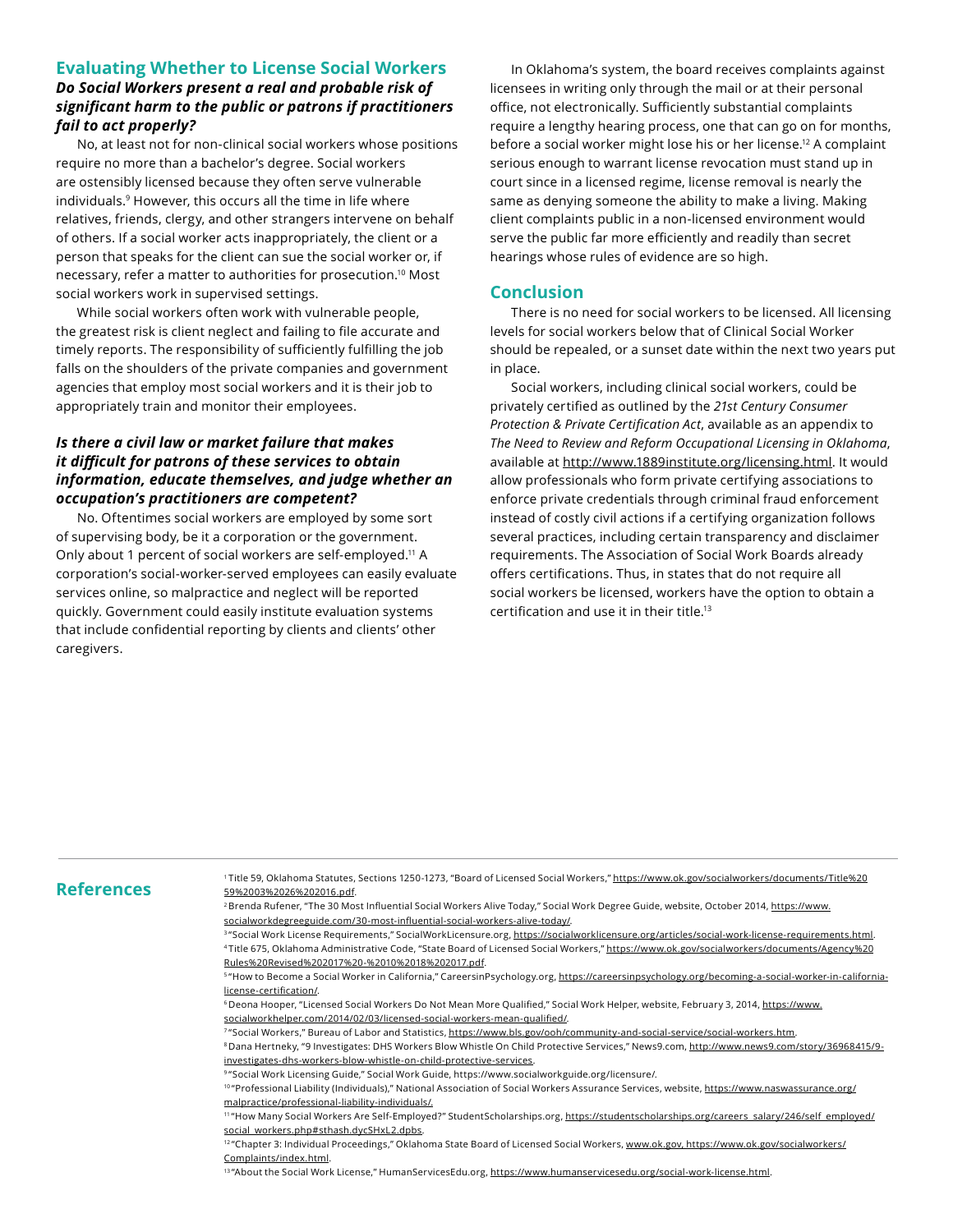## Evaluating Whether to License Social Workers

### *Do Social Workers present a real and probable risk of significant harm to the public or patrons if practitioners fail to act properly?*

No, at least not for non-clinical social workers whose positions require no more than a bachelor's degree. Social workers are ostensibly licensed because they often serve vulnerable individuals.[9] However, this occurs all the time in life where relatives, friends, clergy, and other strangers intervene on behalf of others. If a social worker acts inappropriately, the client or a person that speaks for the client can sue the social worker or, if necessary, refer a matter to authorities for prosecution.[10] Most social workers work in supervised settings.

While social workers often work with vulnerable people, the greatest risk is client neglect and failing to file accurate and timely reports. The responsibility of sufficiently fulfilling the job falls on the shoulders of the private companies and government agencies that employ most social workers and it is their job to appropriately train and monitor their employees.

### *Is there a civil law or market failure that makes it difficult for patrons of these services to obtain information, educate themselves, and judge whether an occupation's practitioners are competent?*

No. Oftentimes social workers are employed by some sort of supervising body, be it a corporation or the government. Only about 1 percent of social workers are self-employed.[11] A corporation's social-worker-served employees can easily evaluate services online, so malpractice and neglect will be reported quickly. Government could easily institute evaluation systems that include confidential reporting by clients and clients' other caregivers.

In Oklahoma's system, the board receives complaints against licensees in writing only through the mail or at their personal office, not electronically. Sufficiently substantial complaints require a lengthy hearing process, one that can go on for months, before a social worker might lose his or her license.[12] A complaint serious enough to warrant license revocation must stand up in court since in a licensed regime, license removal is nearly the same as denying someone the ability to make a living. Making client complaints public in a non-licensed environment would serve the public far more efficiently and readily than secret hearings whose rules of evidence are so high.

## Conclusion

There is no need for social workers to be licensed. All licensing levels for social workers below that of Clinical Social Worker should be repealed, or a sunset date within the next two years put in place.

Social workers, including clinical social workers, could be privately certified as outlined by the *21st Century Consumer Protection & Private Certification Act*, available as an appendix to *The Need to Review and Reform Occupational Licensing in Oklahoma*, available at http://www.1889institute.org/licensing.html. It would allow professionals who form private certifying associations to enforce private credentials through criminal fraud enforcement instead of costly civil actions if a certifying organization follows several practices, including certain transparency and disclaimer requirements. The Association of Social Work Boards already offers certifications. Thus, in states that do not require all social workers be licensed, workers have the option to obtain a certification and use it in their title.[13]

## References

[1] Title 59, Oklahoma Statutes, Sections 1250-1273, "Board of Licensed Social Workers," https://www.ok.gov/socialworkers/documents/Title%2059%2003%2026%202016.pdf.

[2] Brenda Rufener, "The 30 Most Influential Social Workers Alive Today," Social Work Degree Guide, website, October 2014, https://www.socialworkdegreeguide.com/30-most-influential-social-workers-alive-today/.

[3] "Social Work License Requirements," SocialWorkLicensure.org, https://socialworklicensure.org/articles/social-work-license-requirements.html.

[4] Title 675, Oklahoma Administrative Code, "State Board of Licensed Social Workers," https://www.ok.gov/socialworkers/documents/Agency%20Rules%20Revised%202017%20-%2010%2018%202017.pdf.

[5] "How to Become a Social Worker in California," CareersinPsychology.org, https://careersinpsychology.org/becoming-a-social-worker-in-california-license-certification/.

[6] Deona Hooper, "Licensed Social Workers Do Not Mean More Qualified," Social Work Helper, website, February 3, 2014, https://www.socialworkhelper.com/2014/02/03/licensed-social-workers-mean-qualified/.

[7] "Social Workers," Bureau of Labor and Statistics, https://www.bls.gov/ooh/community-and-social-service/social-workers.htm.

[8] Dana Hertneky, "9 Investigates: DHS Workers Blow Whistle On Child Protective Services," News9.com, http://www.news9.com/story/36968415/9-investigates-dhs-workers-blow-whistle-on-child-protective-services.

[9] "Social Work Licensing Guide," Social Work Guide, https://www.socialworkguide.org/licensure/.

[10] "Professional Liability (Individuals)," National Association of Social Workers Assurance Services, website, https://www.naswassurance.org/malpractice/professional-liability-individuals/.

[11] "How Many Social Workers Are Self-Employed?" StudentScholarships.org, https://studentscholarships.org/careers_salary/246/self_employed/social_workers.php#sthash.dycSHxL2.dpbs.

[12] "Chapter 3: Individual Proceedings," Oklahoma State Board of Licensed Social Workers, www.ok.gov, https://www.ok.gov/socialworkers/Complaints/index.html.

[13] "About the Social Work License," HumanServicesEdu.org, https://www.humanservicesedu.org/social-work-license.html.